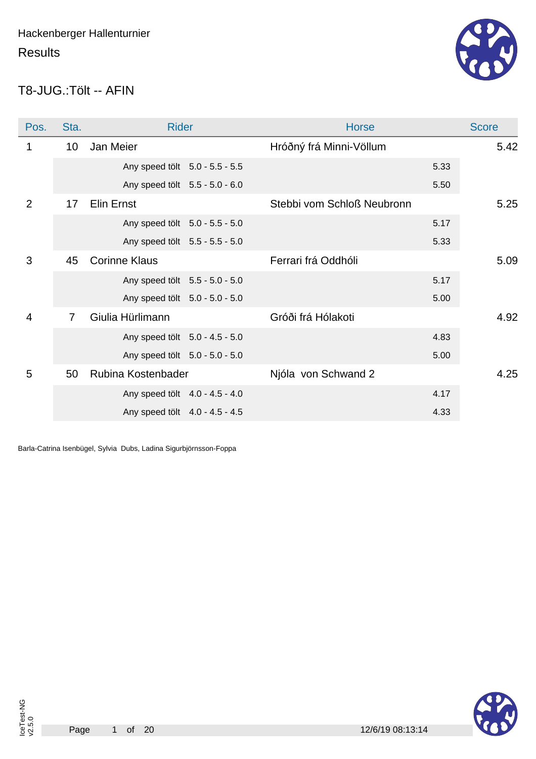Hackenberger Hallenturnier

Results

## T8-JUG.:Tölt -- AFIN

| Pos. | Sta. | Rider | | Horse | | Score |
|---|---|---|---|---|---|---|
| 1 | 10 | Jan Meier | | Hróðný frá Minni-Völlum | | 5.42 |
| | | Any speed tölt | 5.0 - 5.5 - 5.5 | | 5.33 | |
| | | Any speed tölt | 5.5 - 5.0 - 6.0 | | 5.50 | |
| 2 | 17 | Elin Ernst | | Stebbi vom Schloß Neubronn | | 5.25 |
| | | Any speed tölt | 5.0 - 5.5 - 5.0 | | 5.17 | |
| | | Any speed tölt | 5.5 - 5.5 - 5.0 | | 5.33 | |
| 3 | 45 | Corinne Klaus | | Ferrari frá Oddhóli | | 5.09 |
| | | Any speed tölt | 5.5 - 5.0 - 5.0 | | 5.17 | |
| | | Any speed tölt | 5.0 - 5.0 - 5.0 | | 5.00 | |
| 4 | 7 | Giulia Hürlimann | | Gróði frá Hólakoti | | 4.92 |
| | | Any speed tölt | 5.0 - 4.5 - 5.0 | | 4.83 | |
| | | Any speed tölt | 5.0 - 5.0 - 5.0 | | 5.00 | |
| 5 | 50 | Rubina Kostenbader | | Njóla von Schwand 2 | | 4.25 |
| | | Any speed tölt | 4.0 - 4.5 - 4.0 | | 4.17 | |
| | | Any speed tölt | 4.0 - 4.5 - 4.5 | | 4.33 | |

Barla-Catrina Isenbügel, Sylvia Dubs, Ladina Sigurbjörnsson-Foppa

IceTest-NG v2.5.0

12/6/19 08:13:14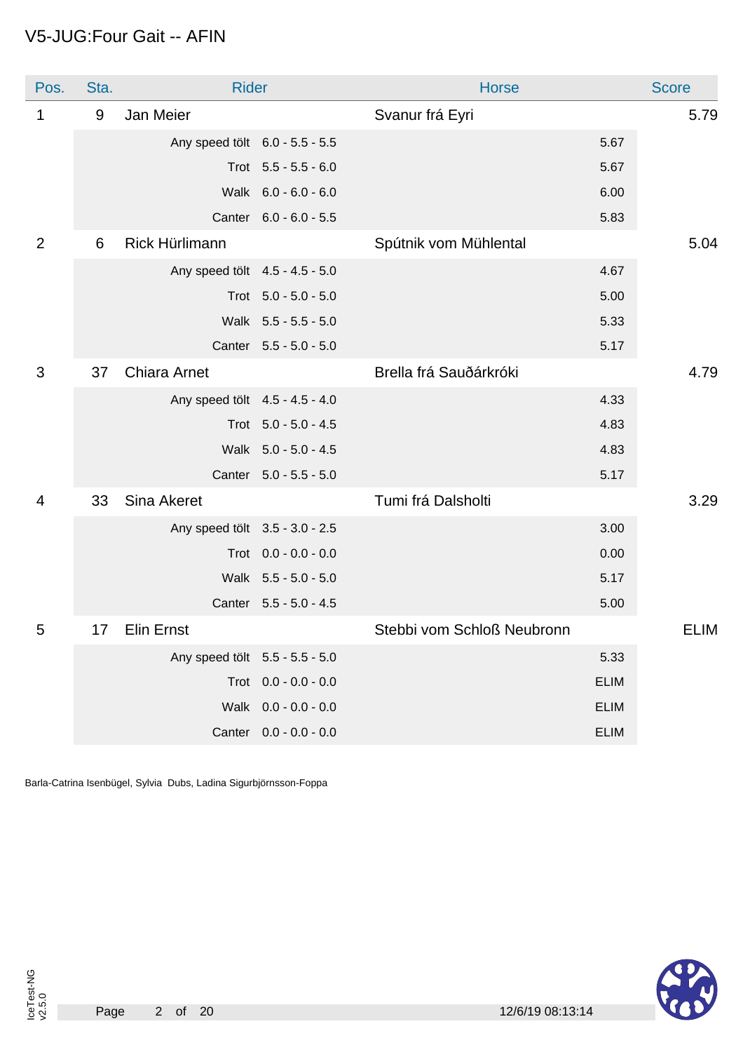# V5-JUG:Four Gait -- AFIN

| Pos. | Sta. | Rider | | Horse | | Score |
|---|---|---|---|---|---|---|
| 1 | 9 | Jan Meier | | Svanur frá Eyri | | 5.79 |
| | | Any speed tölt | 6.0 - 5.5 - 5.5 | | 5.67 | |
| | | Trot | 5.5 - 5.5 - 6.0 | | 5.67 | |
| | | Walk | 6.0 - 6.0 - 6.0 | | 6.00 | |
| | | Canter | 6.0 - 6.0 - 5.5 | | 5.83 | |
| 2 | 6 | Rick Hürlimann | | Spútnik vom Mühlental | | 5.04 |
| | | Any speed tölt | 4.5 - 4.5 - 5.0 | | 4.67 | |
| | | Trot | 5.0 - 5.0 - 5.0 | | 5.00 | |
| | | Walk | 5.5 - 5.5 - 5.0 | | 5.33 | |
| | | Canter | 5.5 - 5.0 - 5.0 | | 5.17 | |
| 3 | 37 | Chiara Arnet | | Brella frá Sauðárkróki | | 4.79 |
| | | Any speed tölt | 4.5 - 4.5 - 4.0 | | 4.33 | |
| | | Trot | 5.0 - 5.0 - 4.5 | | 4.83 | |
| | | Walk | 5.0 - 5.0 - 4.5 | | 4.83 | |
| | | Canter | 5.0 - 5.5 - 5.0 | | 5.17 | |
| 4 | 33 | Sina Akeret | | Tumi frá Dalsholti | | 3.29 |
| | | Any speed tölt | 3.5 - 3.0 - 2.5 | | 3.00 | |
| | | Trot | 0.0 - 0.0 - 0.0 | | 0.00 | |
| | | Walk | 5.5 - 5.0 - 5.0 | | 5.17 | |
| | | Canter | 5.5 - 5.0 - 4.5 | | 5.00 | |
| 5 | 17 | Elin Ernst | | Stebbi vom Schloß Neubronn | | ELIM |
| | | Any speed tölt | 5.5 - 5.5 - 5.0 | | 5.33 | |
| | | Trot | 0.0 - 0.0 - 0.0 | | ELIM | |
| | | Walk | 0.0 - 0.0 - 0.0 | | ELIM | |
| | | Canter | 0.0 - 0.0 - 0.0 | | ELIM | |

Barla-Catrina Isenbügel, Sylvia Dubs, Ladina Sigurbjörnsson-Foppa

IceTest-NG v2.5.0

12/6/19 08:13:14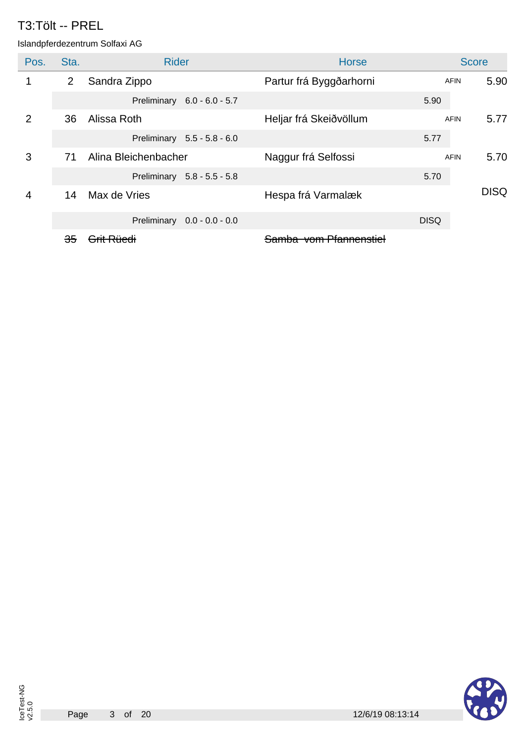# T3:Tölt -- PREL

Islandpferdezentrum Solfaxi AG

| Pos. | Sta. | Rider | Horse | | Score |
|---|---|---|---|---|---|
| 1 | 2 | Sandra Zippo | Partur frá Byggðarhorni | AFIN | 5.90 |
| | | Preliminary 6.0 - 6.0 - 5.7 | | 5.90 | |
| 2 | 36 | Alissa Roth | Heljar frá Skeiðvöllum | AFIN | 5.77 |
| | | Preliminary 5.5 - 5.8 - 6.0 | | 5.77 | |
| 3 | 71 | Alina Bleichenbacher | Naggur frá Selfossi | AFIN | 5.70 |
| | | Preliminary 5.8 - 5.5 - 5.8 | | 5.70 | |
| 4 | 14 | Max de Vries | Hespa frá Varmalæk | | DISQ |
| | | Preliminary 0.0 - 0.0 - 0.0 | | DISQ | |
| | ~~35~~ | ~~Grit Rüedi~~ | ~~Samba vom Pfannenstiel~~ | | |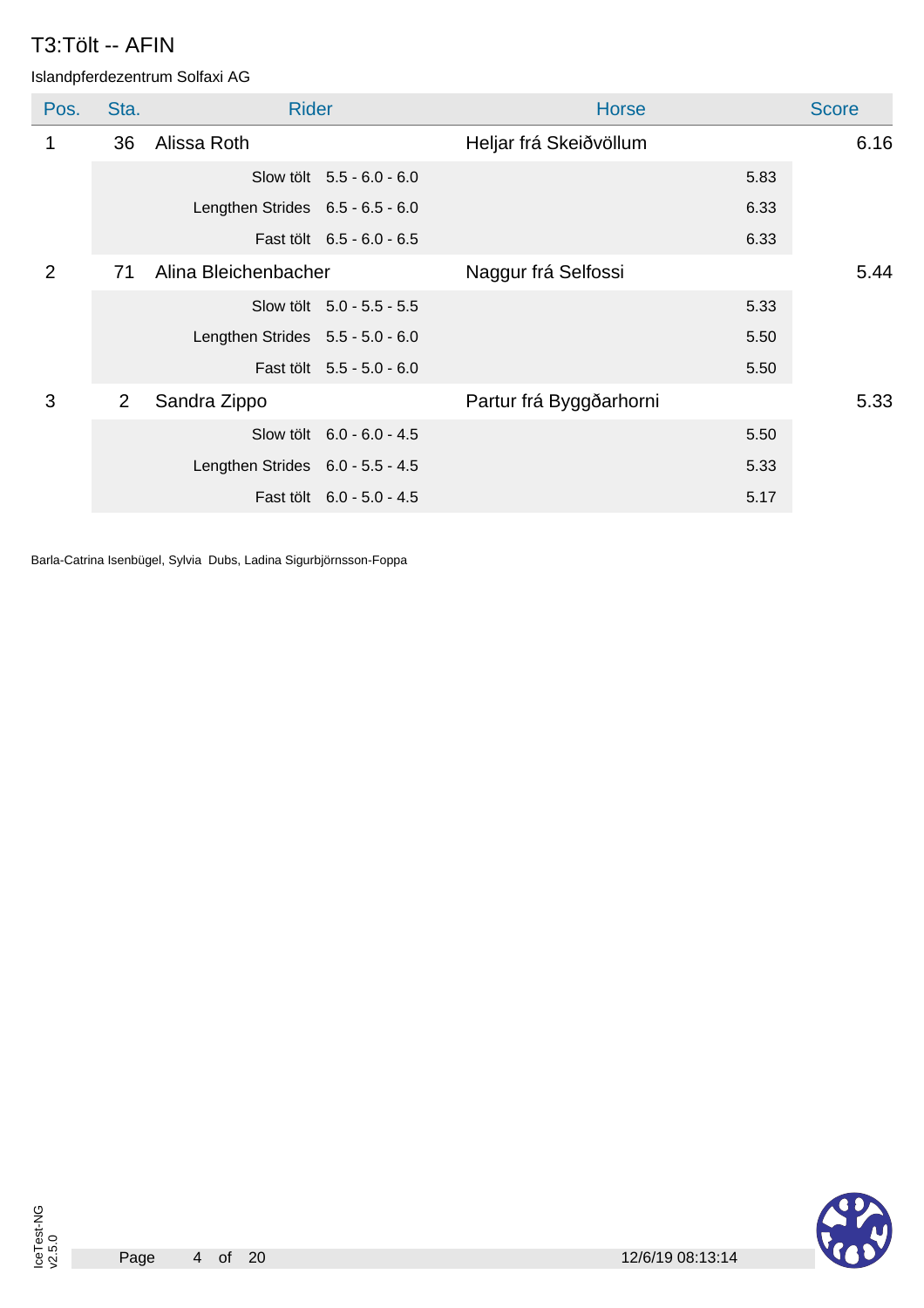# T3:Tölt -- AFIN

Islandpferdezentrum Solfaxi AG

| Pos. | Sta. | Rider | | Horse | | Score |
|---|---|---|---|---|---|---|
| 1 | 36 | Alissa Roth | | Heljar frá Skeiðvöllum | | 6.16 |
| | | Slow tölt | 5.5 - 6.0 - 6.0 | | 5.83 | |
| | | Lengthen Strides | 6.5 - 6.5 - 6.0 | | 6.33 | |
| | | Fast tölt | 6.5 - 6.0 - 6.5 | | 6.33 | |
| 2 | 71 | Alina Bleichenbacher | | Naggur frá Selfossi | | 5.44 |
| | | Slow tölt | 5.0 - 5.5 - 5.5 | | 5.33 | |
| | | Lengthen Strides | 5.5 - 5.0 - 6.0 | | 5.50 | |
| | | Fast tölt | 5.5 - 5.0 - 6.0 | | 5.50 | |
| 3 | 2 | Sandra Zippo | | Partur frá Byggðarhorni | | 5.33 |
| | | Slow tölt | 6.0 - 6.0 - 4.5 | | 5.50 | |
| | | Lengthen Strides | 6.0 - 5.5 - 4.5 | | 5.33 | |
| | | Fast tölt | 6.0 - 5.0 - 4.5 | | 5.17 | |

Barla-Catrina Isenbügel, Sylvia Dubs, Ladina Sigurbjörnsson-Foppa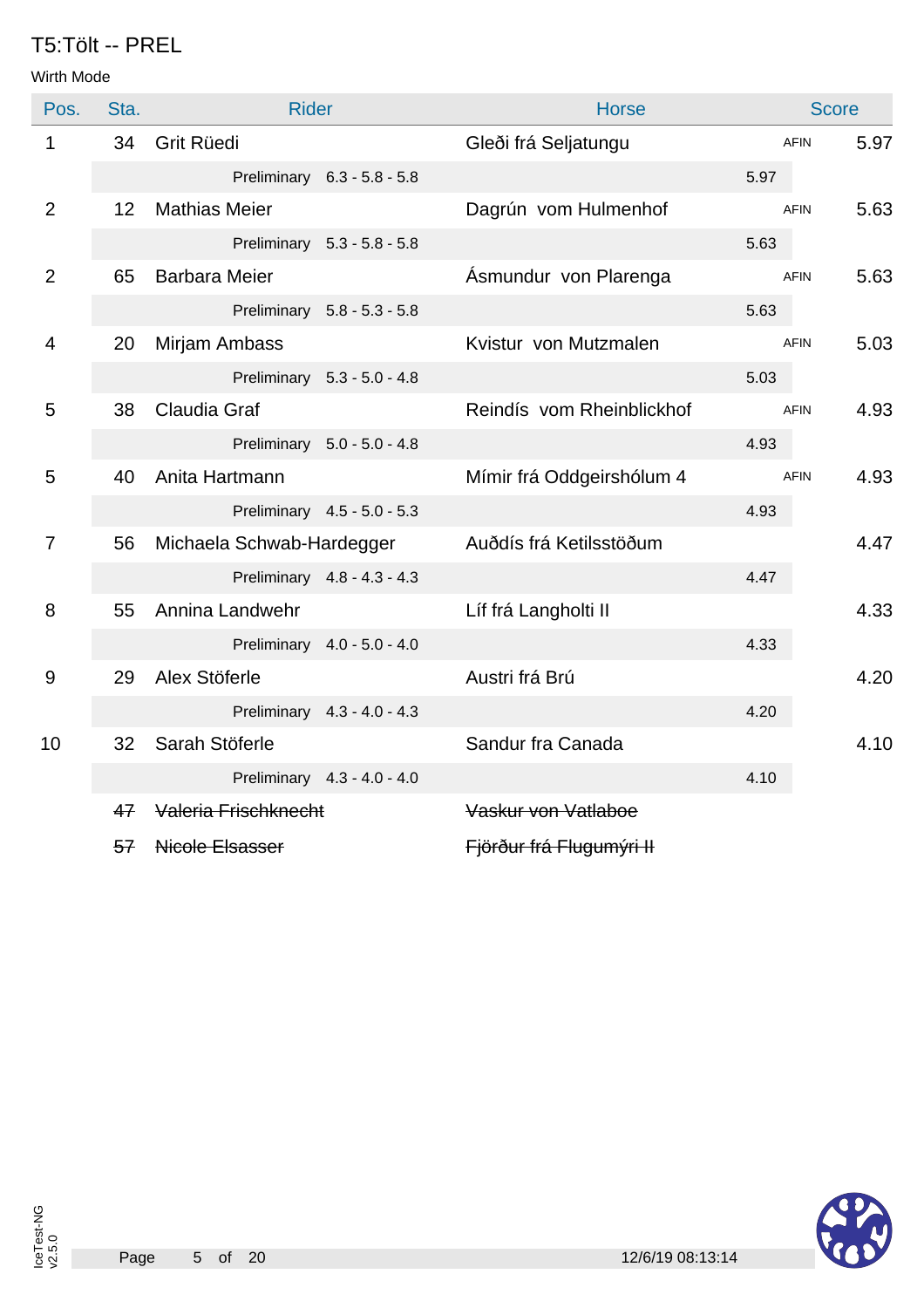# T5:Tölt -- PREL

Wirth Mode

| Pos. | Sta. | Rider | Horse | | Score |
|---|---|---|---|---|---|
| 1 | 34 | Grit Rüedi | Gleði frá Seljatungu | AFIN | 5.97 |
| | | Preliminary 6.3 - 5.8 - 5.8 | | 5.97 | |
| 2 | 12 | Mathias Meier | Dagrún vom Hulmenhof | AFIN | 5.63 |
| | | Preliminary 5.3 - 5.8 - 5.8 | | 5.63 | |
| 2 | 65 | Barbara Meier | Ásmundur von Plarenga | AFIN | 5.63 |
| | | Preliminary 5.8 - 5.3 - 5.8 | | 5.63 | |
| 4 | 20 | Mirjam Ambass | Kvistur von Mutzmalen | AFIN | 5.03 |
| | | Preliminary 5.3 - 5.0 - 4.8 | | 5.03 | |
| 5 | 38 | Claudia Graf | Reindís vom Rheinblickhof | AFIN | 4.93 |
| | | Preliminary 5.0 - 5.0 - 4.8 | | 4.93 | |
| 5 | 40 | Anita Hartmann | Mímir frá Oddgeirshólum 4 | AFIN | 4.93 |
| | | Preliminary 4.5 - 5.0 - 5.3 | | 4.93 | |
| 7 | 56 | Michaela Schwab-Hardegger | Auðdís frá Ketilsstöðum | | 4.47 |
| | | Preliminary 4.8 - 4.3 - 4.3 | | 4.47 | |
| 8 | 55 | Annina Landwehr | Líf frá Langholti II | | 4.33 |
| | | Preliminary 4.0 - 5.0 - 4.0 | | 4.33 | |
| 9 | 29 | Alex Stöferle | Austri frá Brú | | 4.20 |
| | | Preliminary 4.3 - 4.0 - 4.3 | | 4.20 | |
| 10 | 32 | Sarah Stöferle | Sandur fra Canada | | 4.10 |
| | | Preliminary 4.3 - 4.0 - 4.0 | | 4.10 | |
| | ~~47~~ | ~~Valeria Frischknecht~~ | ~~Vaskur von Vatlaboe~~ | | |
| | ~~57~~ | ~~Nicole Elsasser~~ | ~~Fjörður frá Flugumýri II~~ | | |

IceTest-NG v2.5.0

12/6/19 08:13:14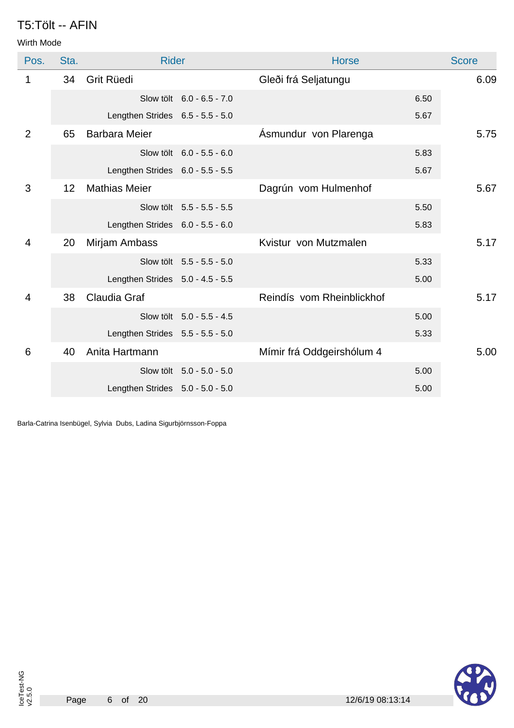# T5:Tölt -- AFIN

Wirth Mode

| Pos. | Sta. | Rider | | Horse | | Score |
|---|---|---|---|---|---|---|
| 1 | 34 | Grit Rüedi | | Gleði frá Seljatungu | | 6.09 |
| | | Slow tölt | 6.0 - 6.5 - 7.0 | | 6.50 | |
| | | Lengthen Strides | 6.5 - 5.5 - 5.0 | | 5.67 | |
| 2 | 65 | Barbara Meier | | Ásmundur von Plarenga | | 5.75 |
| | | Slow tölt | 6.0 - 5.5 - 6.0 | | 5.83 | |
| | | Lengthen Strides | 6.0 - 5.5 - 5.5 | | 5.67 | |
| 3 | 12 | Mathias Meier | | Dagrún vom Hulmenhof | | 5.67 |
| | | Slow tölt | 5.5 - 5.5 - 5.5 | | 5.50 | |
| | | Lengthen Strides | 6.0 - 5.5 - 6.0 | | 5.83 | |
| 4 | 20 | Mirjam Ambass | | Kvistur von Mutzmalen | | 5.17 |
| | | Slow tölt | 5.5 - 5.5 - 5.0 | | 5.33 | |
| | | Lengthen Strides | 5.0 - 4.5 - 5.5 | | 5.00 | |
| 4 | 38 | Claudia Graf | | Reindís vom Rheinblickhof | | 5.17 |
| | | Slow tölt | 5.0 - 5.5 - 4.5 | | 5.00 | |
| | | Lengthen Strides | 5.5 - 5.5 - 5.0 | | 5.33 | |
| 6 | 40 | Anita Hartmann | | Mímir frá Oddgeirshólum 4 | | 5.00 |
| | | Slow tölt | 5.0 - 5.0 - 5.0 | | 5.00 | |
| | | Lengthen Strides | 5.0 - 5.0 - 5.0 | | 5.00 | |

Barla-Catrina Isenbügel, Sylvia Dubs, Ladina Sigurbjörnsson-Foppa

IceTest-NG v2.5.0

12/6/19 08:13:14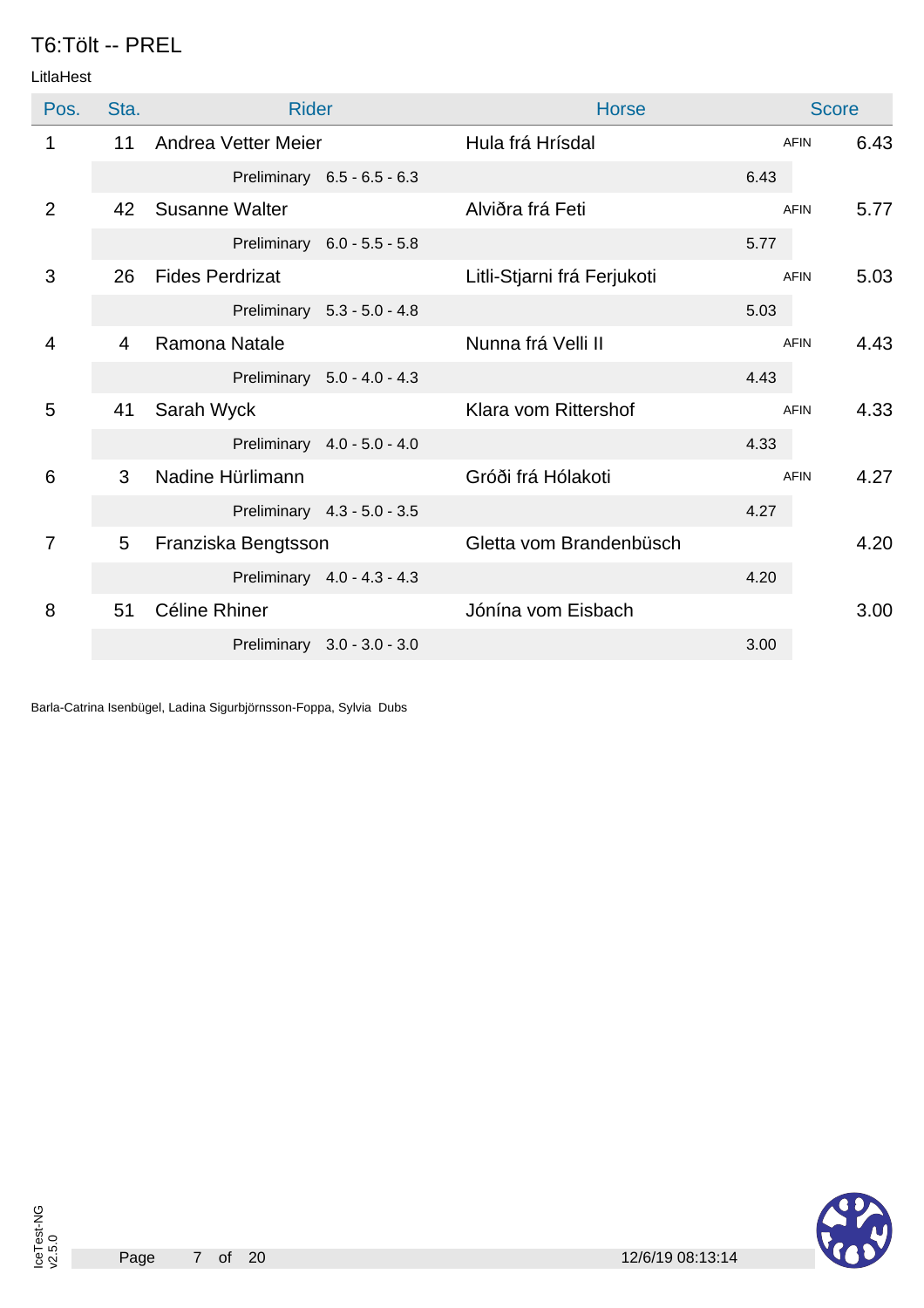# T6:Tölt -- PREL

LitlaHest

| Pos. | Sta. | Rider | Horse | | Score |
|---|---|---|---|---|---|
| 1 | 11 | Andrea Vetter Meier | Hula frá Hrísdal | AFIN | 6.43 |
| | | Preliminary 6.5 - 6.5 - 6.3 | 6.43 | | |
| 2 | 42 | Susanne Walter | Alviðra frá Feti | AFIN | 5.77 |
| | | Preliminary 6.0 - 5.5 - 5.8 | 5.77 | | |
| 3 | 26 | Fides Perdrizat | Litli-Stjarni frá Ferjukoti | AFIN | 5.03 |
| | | Preliminary 5.3 - 5.0 - 4.8 | 5.03 | | |
| 4 | 4 | Ramona Natale | Nunna frá Velli II | AFIN | 4.43 |
| | | Preliminary 5.0 - 4.0 - 4.3 | 4.43 | | |
| 5 | 41 | Sarah Wyck | Klara vom Rittershof | AFIN | 4.33 |
| | | Preliminary 4.0 - 5.0 - 4.0 | 4.33 | | |
| 6 | 3 | Nadine Hürlimann | Gróði frá Hólakoti | AFIN | 4.27 |
| | | Preliminary 4.3 - 5.0 - 3.5 | 4.27 | | |
| 7 | 5 | Franziska Bengtsson | Gletta vom Brandenbüsch | | 4.20 |
| | | Preliminary 4.0 - 4.3 - 4.3 | 4.20 | | |
| 8 | 51 | Céline Rhiner | Jónína vom Eisbach | | 3.00 |
| | | Preliminary 3.0 - 3.0 - 3.0 | 3.00 | | |

Barla-Catrina Isenbügel, Ladina Sigurbjörnsson-Foppa, Sylvia Dubs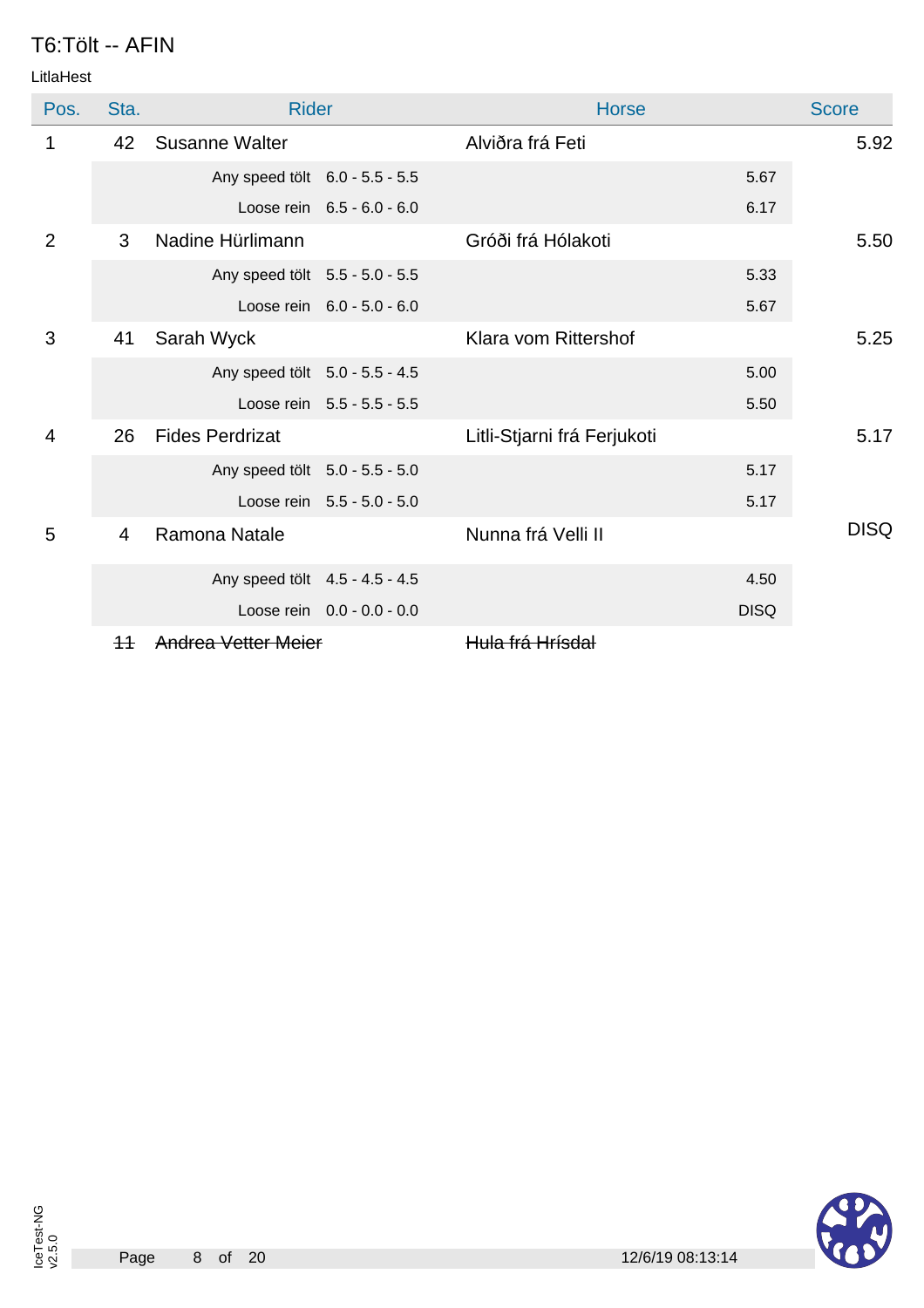# T6:Tölt -- AFIN

LitlaHest

| Pos. | Sta. | Rider | Horse | Score |
|---|---|---|---|---|
| 1 | 42 | Susanne Walter | Alviðra frá Feti | 5.92 |
| | | Any speed tölt 6.0 - 5.5 - 5.5 | 5.67 | |
| | | Loose rein 6.5 - 6.0 - 6.0 | 6.17 | |
| 2 | 3 | Nadine Hürlimann | Gróði frá Hólakoti | 5.50 |
| | | Any speed tölt 5.5 - 5.0 - 5.5 | 5.33 | |
| | | Loose rein 6.0 - 5.0 - 6.0 | 5.67 | |
| 3 | 41 | Sarah Wyck | Klara vom Rittershof | 5.25 |
| | | Any speed tölt 5.0 - 5.5 - 4.5 | 5.00 | |
| | | Loose rein 5.5 - 5.5 - 5.5 | 5.50 | |
| 4 | 26 | Fides Perdrizat | Litli-Stjarni frá Ferjukoti | 5.17 |
| | | Any speed tölt 5.0 - 5.5 - 5.0 | 5.17 | |
| | | Loose rein 5.5 - 5.0 - 5.0 | 5.17 | |
| 5 | 4 | Ramona Natale | Nunna frá Velli II | DISQ |
| | | Any speed tölt 4.5 - 4.5 - 4.5 | 4.50 | |
| | | Loose rein 0.0 - 0.0 - 0.0 | DISQ | |
| | ~~11~~ | ~~Andrea Vetter Meier~~ | ~~Hula frá Hrísdal~~ | |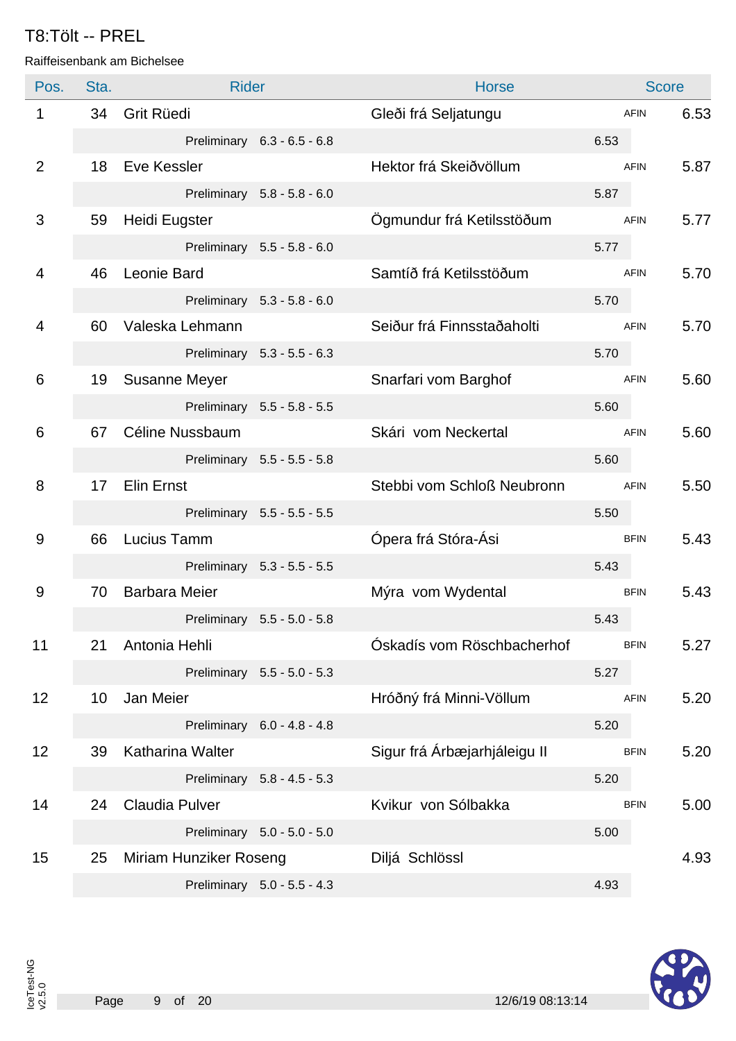# T8:Tölt -- PREL

Raiffeisenbank am Bichelsee

| Pos. | Sta. | Rider | Horse | | Score |
|---|---|---|---|---|---|
| 1 | 34 | Grit Rüedi | Gleði frá Seljatungu | AFIN | 6.53 |
| | | Preliminary 6.3 - 6.5 - 6.8 | 6.53 | | |
| 2 | 18 | Eve Kessler | Hektor frá Skeiðvöllum | AFIN | 5.87 |
| | | Preliminary 5.8 - 5.8 - 6.0 | 5.87 | | |
| 3 | 59 | Heidi Eugster | Ögmundur frá Ketilsstöðum | AFIN | 5.77 |
| | | Preliminary 5.5 - 5.8 - 6.0 | 5.77 | | |
| 4 | 46 | Leonie Bard | Samtíð frá Ketilsstöðum | AFIN | 5.70 |
| | | Preliminary 5.3 - 5.8 - 6.0 | 5.70 | | |
| 4 | 60 | Valeska Lehmann | Seiður frá Finnsstaðaholti | AFIN | 5.70 |
| | | Preliminary 5.3 - 5.5 - 6.3 | 5.70 | | |
| 6 | 19 | Susanne Meyer | Snarfari vom Barghof | AFIN | 5.60 |
| | | Preliminary 5.5 - 5.8 - 5.5 | 5.60 | | |
| 6 | 67 | Céline Nussbaum | Skári vom Neckertal | AFIN | 5.60 |
| | | Preliminary 5.5 - 5.5 - 5.8 | 5.60 | | |
| 8 | 17 | Elin Ernst | Stebbi vom Schloß Neubronn | AFIN | 5.50 |
| | | Preliminary 5.5 - 5.5 - 5.5 | 5.50 | | |
| 9 | 66 | Lucius Tamm | Ópera frá Stóra-Ási | BFIN | 5.43 |
| | | Preliminary 5.3 - 5.5 - 5.5 | 5.43 | | |
| 9 | 70 | Barbara Meier | Mýra vom Wydental | BFIN | 5.43 |
| | | Preliminary 5.5 - 5.0 - 5.8 | 5.43 | | |
| 11 | 21 | Antonia Hehli | Óskadís vom Röschbacherhof | BFIN | 5.27 |
| | | Preliminary 5.5 - 5.0 - 5.3 | 5.27 | | |
| 12 | 10 | Jan Meier | Hróðný frá Minni-Völlum | AFIN | 5.20 |
| | | Preliminary 6.0 - 4.8 - 4.8 | 5.20 | | |
| 12 | 39 | Katharina Walter | Sigur frá Árbæjarhjáleigu II | BFIN | 5.20 |
| | | Preliminary 5.8 - 4.5 - 5.3 | 5.20 | | |
| 14 | 24 | Claudia Pulver | Kvikur von Sólbakka | BFIN | 5.00 |
| | | Preliminary 5.0 - 5.0 - 5.0 | 5.00 | | |
| 15 | 25 | Miriam Hunziker Roseng | Diljá Schlössl | | 4.93 |
| | | Preliminary 5.0 - 5.5 - 4.3 | 4.93 | | |

12/6/19 08:13:14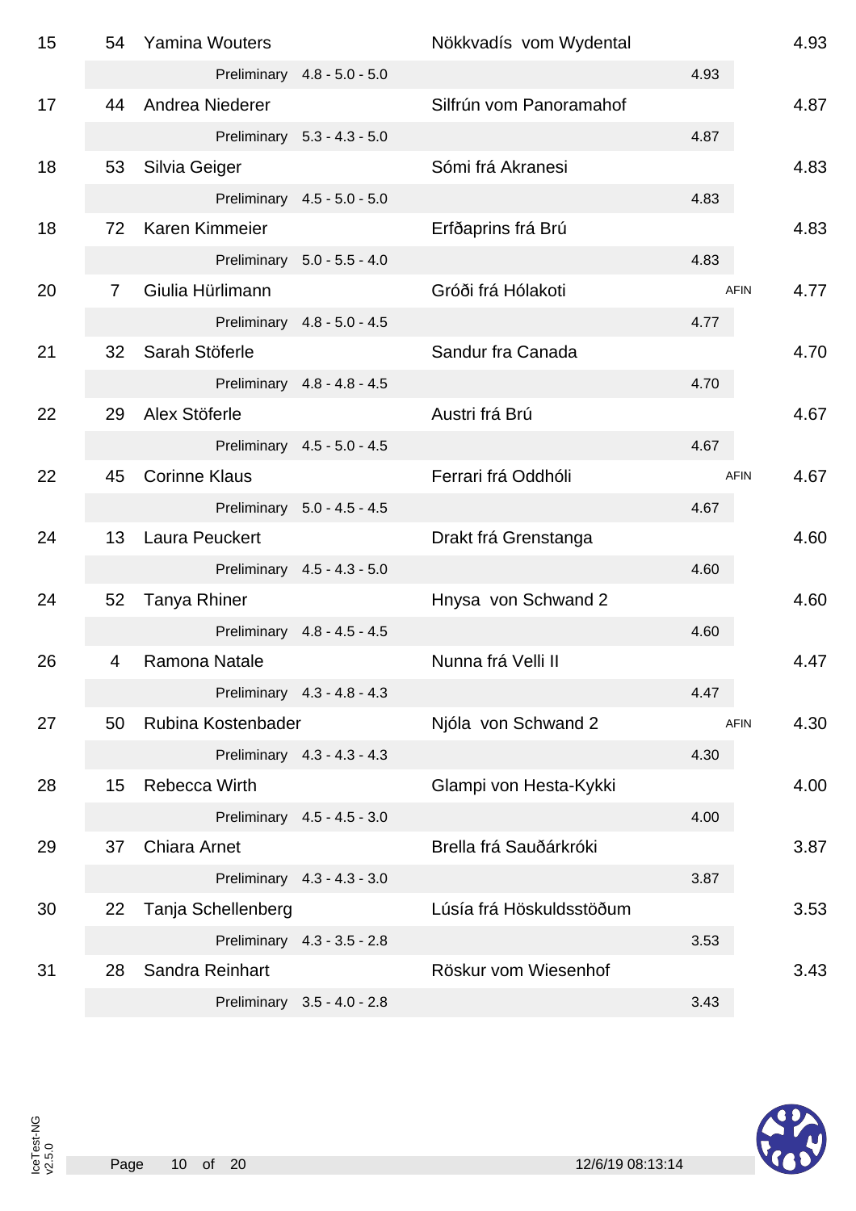| Rank | No. | Rider | Horse | | Score |
|---|---|---|---|---|---|
| 15 | 54 | Yamina Wouters | Nökkvadís vom Wydental | | 4.93 |
| | | Preliminary 4.8 - 5.0 - 5.0 | | 4.93 | |
| 17 | 44 | Andrea Niederer | Silfrún vom Panoramahof | | 4.87 |
| | | Preliminary 5.3 - 4.3 - 5.0 | | 4.87 | |
| 18 | 53 | Silvia Geiger | Sómi frá Akranesi | | 4.83 |
| | | Preliminary 4.5 - 5.0 - 5.0 | | 4.83 | |
| 18 | 72 | Karen Kimmeier | Erfðaprins frá Brú | | 4.83 |
| | | Preliminary 5.0 - 5.5 - 4.0 | | 4.83 | |
| 20 | 7 | Giulia Hürlimann | Gróði frá Hólakoti | AFIN | 4.77 |
| | | Preliminary 4.8 - 5.0 - 4.5 | | 4.77 | |
| 21 | 32 | Sarah Stöferle | Sandur fra Canada | | 4.70 |
| | | Preliminary 4.8 - 4.8 - 4.5 | | 4.70 | |
| 22 | 29 | Alex Stöferle | Austri frá Brú | | 4.67 |
| | | Preliminary 4.5 - 5.0 - 4.5 | | 4.67 | |
| 22 | 45 | Corinne Klaus | Ferrari frá Oddhóli | AFIN | 4.67 |
| | | Preliminary 5.0 - 4.5 - 4.5 | | 4.67 | |
| 24 | 13 | Laura Peuckert | Drakt frá Grenstanga | | 4.60 |
| | | Preliminary 4.5 - 4.3 - 5.0 | | 4.60 | |
| 24 | 52 | Tanya Rhiner | Hnysa von Schwand 2 | | 4.60 |
| | | Preliminary 4.8 - 4.5 - 4.5 | | 4.60 | |
| 26 | 4 | Ramona Natale | Nunna frá Velli II | | 4.47 |
| | | Preliminary 4.3 - 4.8 - 4.3 | | 4.47 | |
| 27 | 50 | Rubina Kostenbader | Njóla von Schwand 2 | AFIN | 4.30 |
| | | Preliminary 4.3 - 4.3 - 4.3 | | 4.30 | |
| 28 | 15 | Rebecca Wirth | Glampi von Hesta-Kykki | | 4.00 |
| | | Preliminary 4.5 - 4.5 - 3.0 | | 4.00 | |
| 29 | 37 | Chiara Arnet | Brella frá Sauðárkróki | | 3.87 |
| | | Preliminary 4.3 - 4.3 - 3.0 | | 3.87 | |
| 30 | 22 | Tanja Schellenberg | Lúsía frá Höskuldsstöðum | | 3.53 |
| | | Preliminary 4.3 - 3.5 - 2.8 | | 3.53 | |
| 31 | 28 | Sandra Reinhart | Röskur vom Wiesenhof | | 3.43 |
| | | Preliminary 3.5 - 4.0 - 2.8 | | 3.43 | |

IceTest-NG v2.5.0

12/6/19 08:13:14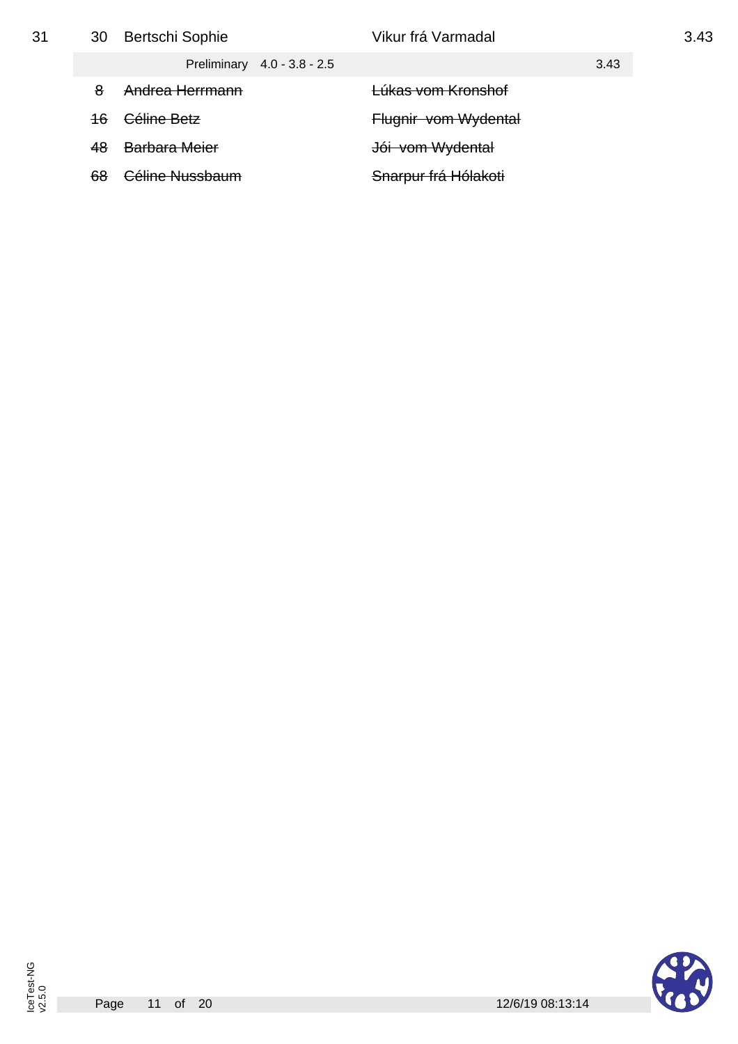| Rank | No. | Rider | Horse | Score |
|---|---|---|---|---|
| 31 | 30 | Bertschi Sophie | Vikur frá Varmadal | 3.43 |
| | | Preliminary 4.0 - 3.8 - 2.5 | | 3.43 |
| | ~~8~~ | ~~Andrea Herrmann~~ | ~~Lúkas vom Kronshof~~ | |
| | ~~16~~ | ~~Céline Betz~~ | ~~Flugnir vom Wydental~~ | |
| | ~~48~~ | ~~Barbara Meier~~ | ~~Jói vom Wydental~~ | |
| | ~~68~~ | ~~Céline Nussbaum~~ | ~~Snarpur frá Hólakoti~~ | |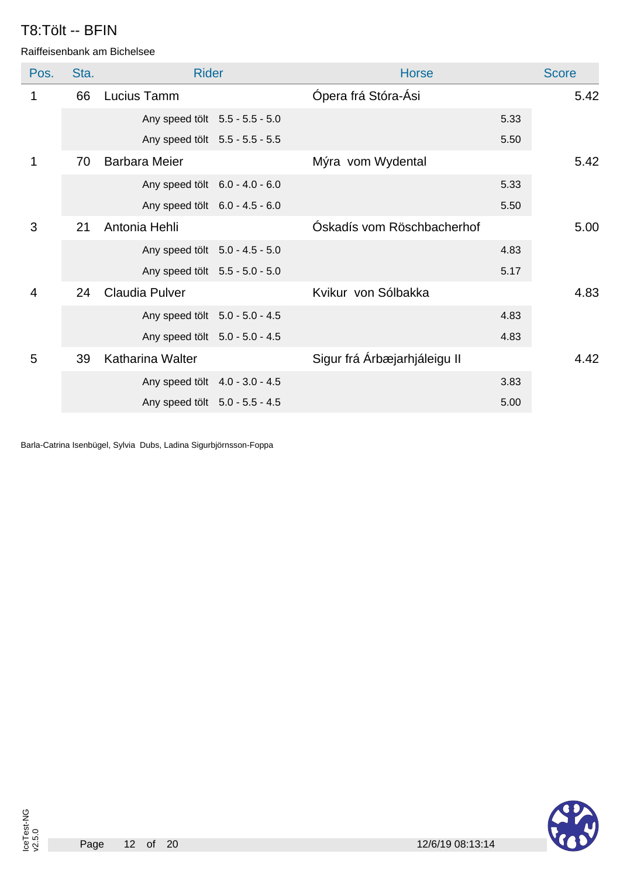# T8:Tölt -- BFIN

Raiffeisenbank am Bichelsee

| Pos. | Sta. | Rider | Horse | Score |
|---|---|---|---|---|
| 1 | 66 | Lucius Tamm | Ópera frá Stóra-Ási | 5.42 |
| | | Any speed tölt 5.5 - 5.5 - 5.0 | 5.33 | |
| | | Any speed tölt 5.5 - 5.5 - 5.5 | 5.50 | |
| 1 | 70 | Barbara Meier | Mýra vom Wydental | 5.42 |
| | | Any speed tölt 6.0 - 4.0 - 6.0 | 5.33 | |
| | | Any speed tölt 6.0 - 4.5 - 6.0 | 5.50 | |
| 3 | 21 | Antonia Hehli | Óskadís vom Röschbacherhof | 5.00 |
| | | Any speed tölt 5.0 - 4.5 - 5.0 | 4.83 | |
| | | Any speed tölt 5.5 - 5.0 - 5.0 | 5.17 | |
| 4 | 24 | Claudia Pulver | Kvikur von Sólbakka | 4.83 |
| | | Any speed tölt 5.0 - 5.0 - 4.5 | 4.83 | |
| | | Any speed tölt 5.0 - 5.0 - 4.5 | 4.83 | |
| 5 | 39 | Katharina Walter | Sigur frá Árbæjarhjáleigu II | 4.42 |
| | | Any speed tölt 4.0 - 3.0 - 4.5 | 3.83 | |
| | | Any speed tölt 5.0 - 5.5 - 4.5 | 5.00 | |

Barla-Catrina Isenbügel, Sylvia Dubs, Ladina Sigurbjörnsson-Foppa

12/6/19 08:13:14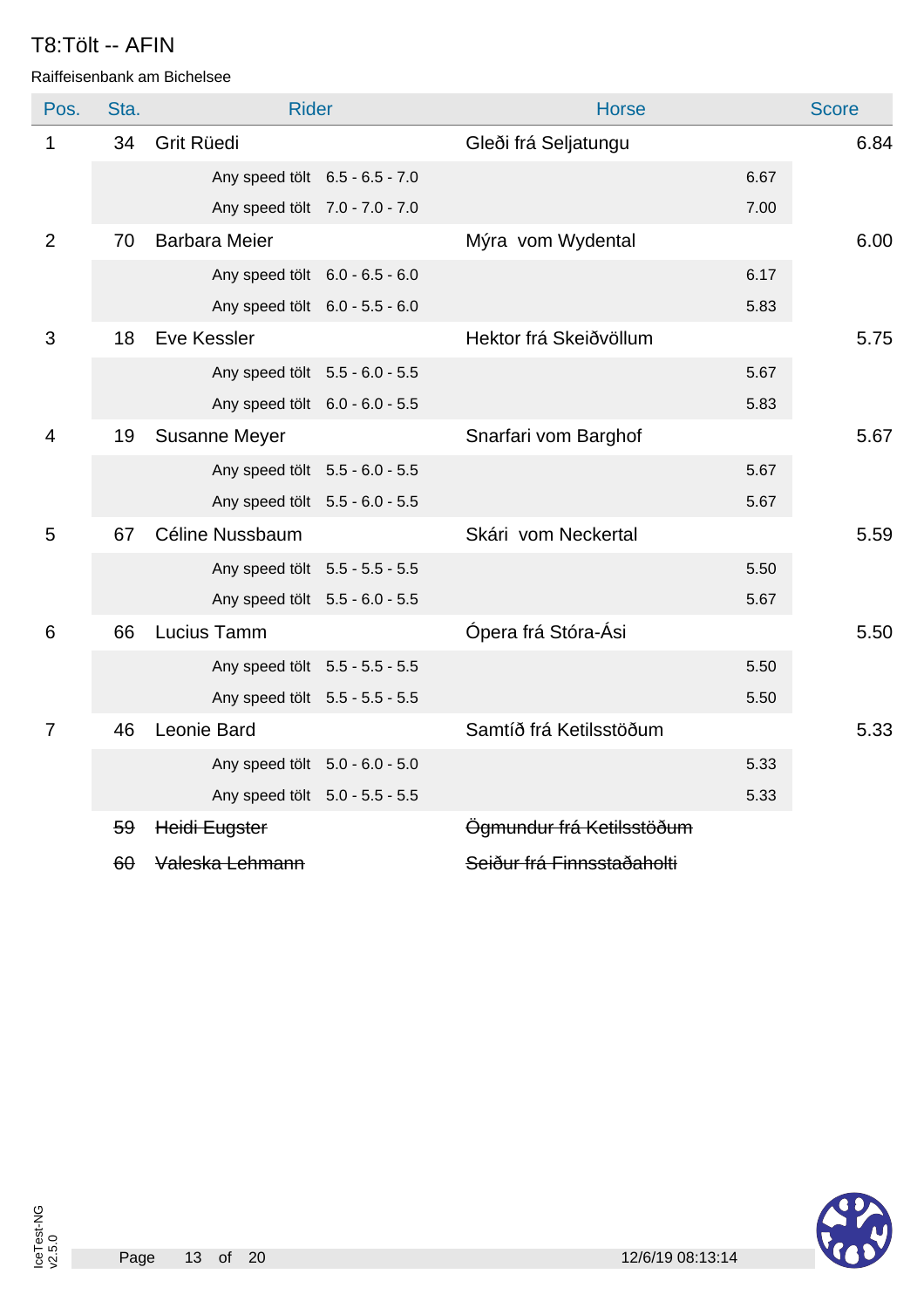# T8:Tölt -- AFIN

Raiffeisenbank am Bichelsee

| Pos. | Sta. | Rider | Horse | Score |
|---|---|---|---|---|
| 1 | 34 | Grit Rüedi | Gleði frá Seljatungu | 6.84 |
| | | Any speed tölt 6.5 - 6.5 - 7.0 | 6.67 | |
| | | Any speed tölt 7.0 - 7.0 - 7.0 | 7.00 | |
| 2 | 70 | Barbara Meier | Mýra vom Wydental | 6.00 |
| | | Any speed tölt 6.0 - 6.5 - 6.0 | 6.17 | |
| | | Any speed tölt 6.0 - 5.5 - 6.0 | 5.83 | |
| 3 | 18 | Eve Kessler | Hektor frá Skeiðvöllum | 5.75 |
| | | Any speed tölt 5.5 - 6.0 - 5.5 | 5.67 | |
| | | Any speed tölt 6.0 - 6.0 - 5.5 | 5.83 | |
| 4 | 19 | Susanne Meyer | Snarfari vom Barghof | 5.67 |
| | | Any speed tölt 5.5 - 6.0 - 5.5 | 5.67 | |
| | | Any speed tölt 5.5 - 6.0 - 5.5 | 5.67 | |
| 5 | 67 | Céline Nussbaum | Skári vom Neckertal | 5.59 |
| | | Any speed tölt 5.5 - 5.5 - 5.5 | 5.50 | |
| | | Any speed tölt 5.5 - 6.0 - 5.5 | 5.67 | |
| 6 | 66 | Lucius Tamm | Ópera frá Stóra-Ási | 5.50 |
| | | Any speed tölt 5.5 - 5.5 - 5.5 | 5.50 | |
| | | Any speed tölt 5.5 - 5.5 - 5.5 | 5.50 | |
| 7 | 46 | Leonie Bard | Samtíð frá Ketilsstöðum | 5.33 |
| | | Any speed tölt 5.0 - 6.0 - 5.0 | 5.33 | |
| | | Any speed tölt 5.0 - 5.5 - 5.5 | 5.33 | |
| | ~~59~~ | ~~Heidi Eugster~~ | ~~Ögmundur frá Ketilsstöðum~~ | |
| | ~~60~~ | ~~Valeska Lehmann~~ | ~~Seiður frá Finnsstaðaholti~~ | |

12/6/19 08:13:14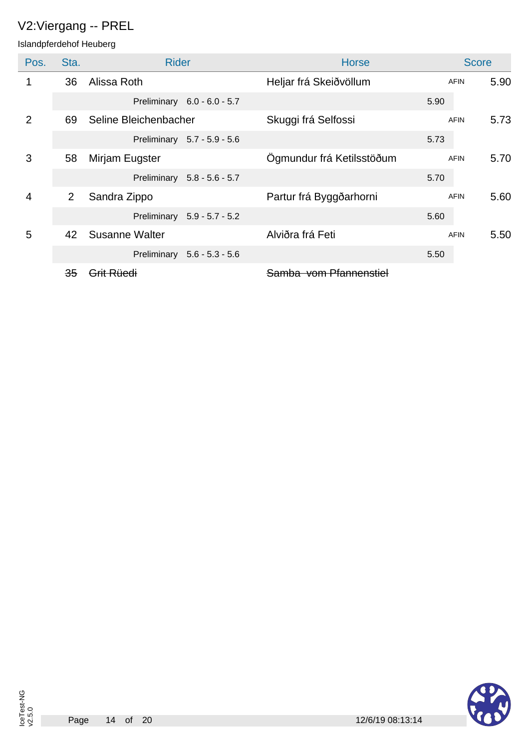# V2:Viergang -- PREL

Islandpferdehof Heuberg

| Pos. | Sta. | Rider | Horse | | Score |
|---|---|---|---|---|---|
| 1 | 36 | Alissa Roth | Heljar frá Skeiðvöllum | AFIN | 5.90 |
| | | Preliminary 6.0 - 6.0 - 5.7 | 5.90 | | |
| 2 | 69 | Seline Bleichenbacher | Skuggi frá Selfossi | AFIN | 5.73 |
| | | Preliminary 5.7 - 5.9 - 5.6 | 5.73 | | |
| 3 | 58 | Mirjam Eugster | Ögmundur frá Ketilsstöðum | AFIN | 5.70 |
| | | Preliminary 5.8 - 5.6 - 5.7 | 5.70 | | |
| 4 | 2 | Sandra Zippo | Partur frá Byggðarhorni | AFIN | 5.60 |
| | | Preliminary 5.9 - 5.7 - 5.2 | 5.60 | | |
| 5 | 42 | Susanne Walter | Alviðra frá Feti | AFIN | 5.50 |
| | | Preliminary 5.6 - 5.3 - 5.6 | 5.50 | | |
| | ~~35~~ | ~~Grit Rüedi~~ | ~~Samba vom Pfannenstiel~~ | | |

12/6/19 08:13:14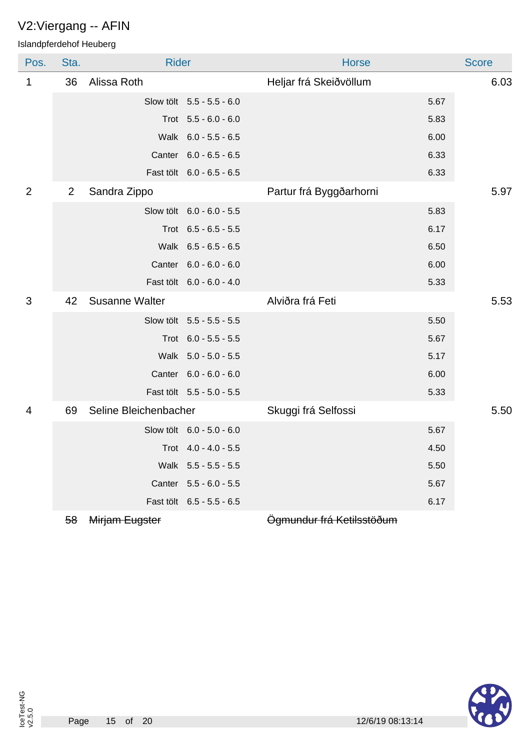# V2:Viergang -- AFIN

Islandpferdehof Heuberg

| Pos. | Sta. | Rider | | Horse | Score |
|---|---|---|---|---|---|
| 1 | 36 | Alissa Roth | | Heljar frá Skeiðvöllum | 6.03 |
| | | Slow tölt | 5.5 - 5.5 - 6.0 | 5.67 | |
| | | Trot | 5.5 - 6.0 - 6.0 | 5.83 | |
| | | Walk | 6.0 - 5.5 - 6.5 | 6.00 | |
| | | Canter | 6.0 - 6.5 - 6.5 | 6.33 | |
| | | Fast tölt | 6.0 - 6.5 - 6.5 | 6.33 | |
| 2 | 2 | Sandra Zippo | | Partur frá Byggðarhorni | 5.97 |
| | | Slow tölt | 6.0 - 6.0 - 5.5 | 5.83 | |
| | | Trot | 6.5 - 6.5 - 5.5 | 6.17 | |
| | | Walk | 6.5 - 6.5 - 6.5 | 6.50 | |
| | | Canter | 6.0 - 6.0 - 6.0 | 6.00 | |
| | | Fast tölt | 6.0 - 6.0 - 4.0 | 5.33 | |
| 3 | 42 | Susanne Walter | | Alviðra frá Feti | 5.53 |
| | | Slow tölt | 5.5 - 5.5 - 5.5 | 5.50 | |
| | | Trot | 6.0 - 5.5 - 5.5 | 5.67 | |
| | | Walk | 5.0 - 5.0 - 5.5 | 5.17 | |
| | | Canter | 6.0 - 6.0 - 6.0 | 6.00 | |
| | | Fast tölt | 5.5 - 5.0 - 5.5 | 5.33 | |
| 4 | 69 | Seline Bleichenbacher | | Skuggi frá Selfossi | 5.50 |
| | | Slow tölt | 6.0 - 5.0 - 6.0 | 5.67 | |
| | | Trot | 4.0 - 4.0 - 5.5 | 4.50 | |
| | | Walk | 5.5 - 5.5 - 5.5 | 5.50 | |
| | | Canter | 5.5 - 6.0 - 5.5 | 5.67 | |
| | | Fast tölt | 6.5 - 5.5 - 6.5 | 6.17 | |
| | ~~58~~ | ~~Mirjam Eugster~~ | | ~~Ögmundur frá Ketilsstöðum~~ | |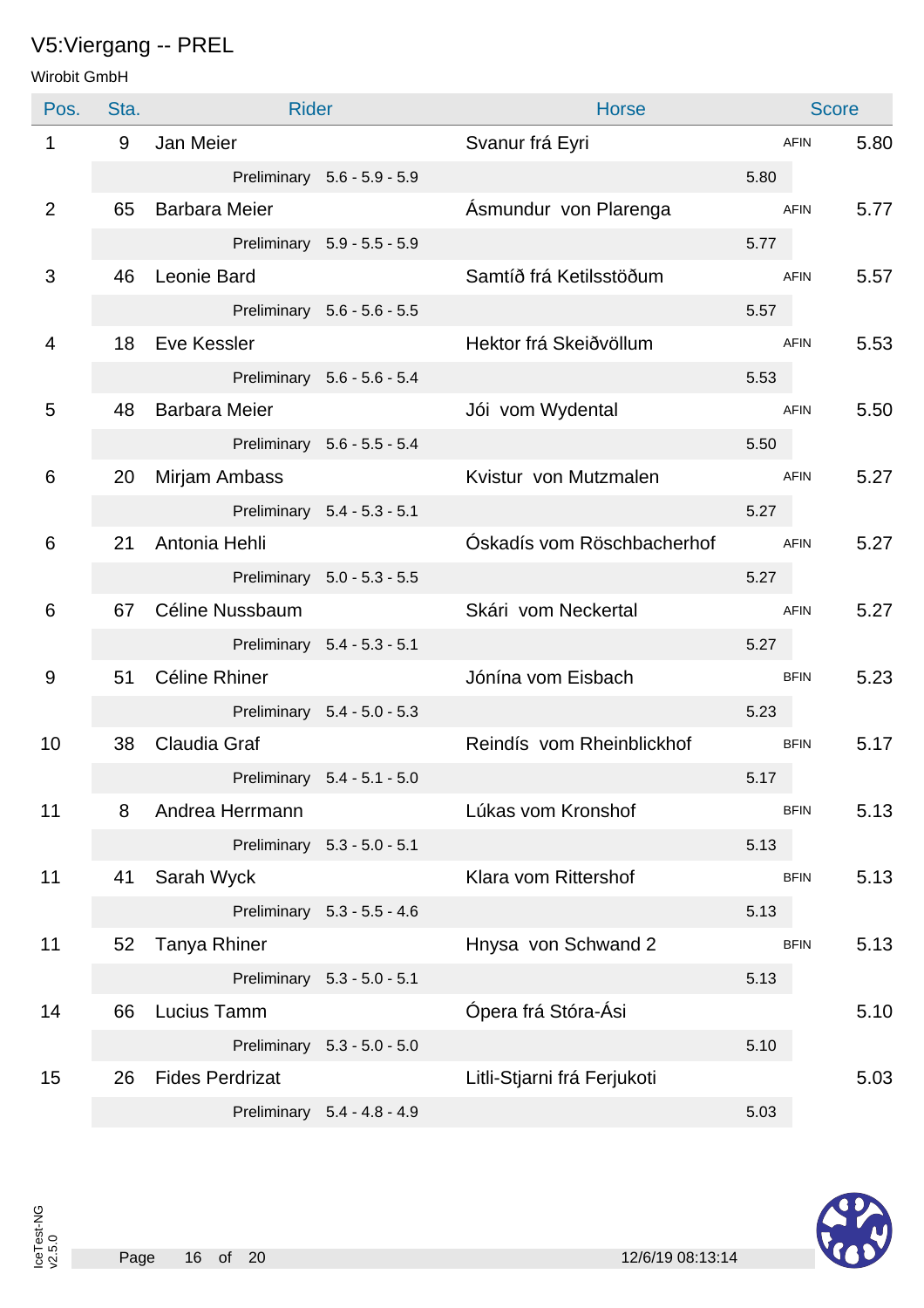# V5:Viergang -- PREL

Wirobit GmbH

| Pos. | Sta. | Rider | Horse | | Score |
|---|---|---|---|---|---|
| 1 | 9 | Jan Meier | Svanur frá Eyri | AFIN | 5.80 |
| | | Preliminary 5.6 - 5.9 - 5.9 | | 5.80 | |
| 2 | 65 | Barbara Meier | Ásmundur von Plarenga | AFIN | 5.77 |
| | | Preliminary 5.9 - 5.5 - 5.9 | | 5.77 | |
| 3 | 46 | Leonie Bard | Samtíð frá Ketilsstöðum | AFIN | 5.57 |
| | | Preliminary 5.6 - 5.6 - 5.5 | | 5.57 | |
| 4 | 18 | Eve Kessler | Hektor frá Skeiðvöllum | AFIN | 5.53 |
| | | Preliminary 5.6 - 5.6 - 5.4 | | 5.53 | |
| 5 | 48 | Barbara Meier | Jói vom Wydental | AFIN | 5.50 |
| | | Preliminary 5.6 - 5.5 - 5.4 | | 5.50 | |
| 6 | 20 | Mirjam Ambass | Kvistur von Mutzmalen | AFIN | 5.27 |
| | | Preliminary 5.4 - 5.3 - 5.1 | | 5.27 | |
| 6 | 21 | Antonia Hehli | Óskadís vom Röschbacherhof | AFIN | 5.27 |
| | | Preliminary 5.0 - 5.3 - 5.5 | | 5.27 | |
| 6 | 67 | Céline Nussbaum | Skári vom Neckertal | AFIN | 5.27 |
| | | Preliminary 5.4 - 5.3 - 5.1 | | 5.27 | |
| 9 | 51 | Céline Rhiner | Jónína vom Eisbach | BFIN | 5.23 |
| | | Preliminary 5.4 - 5.0 - 5.3 | | 5.23 | |
| 10 | 38 | Claudia Graf | Reindís vom Rheinblickhof | BFIN | 5.17 |
| | | Preliminary 5.4 - 5.1 - 5.0 | | 5.17 | |
| 11 | 8 | Andrea Herrmann | Lúkas vom Kronshof | BFIN | 5.13 |
| | | Preliminary 5.3 - 5.0 - 5.1 | | 5.13 | |
| 11 | 41 | Sarah Wyck | Klara vom Rittershof | BFIN | 5.13 |
| | | Preliminary 5.3 - 5.5 - 4.6 | | 5.13 | |
| 11 | 52 | Tanya Rhiner | Hnysa von Schwand 2 | BFIN | 5.13 |
| | | Preliminary 5.3 - 5.0 - 5.1 | | 5.13 | |
| 14 | 66 | Lucius Tamm | Ópera frá Stóra-Ási | | 5.10 |
| | | Preliminary 5.3 - 5.0 - 5.0 | | 5.10 | |
| 15 | 26 | Fides Perdrizat | Litli-Stjarni frá Ferjukoti | | 5.03 |
| | | Preliminary 5.4 - 4.8 - 4.9 | | 5.03 | |

12/6/19 08:13:14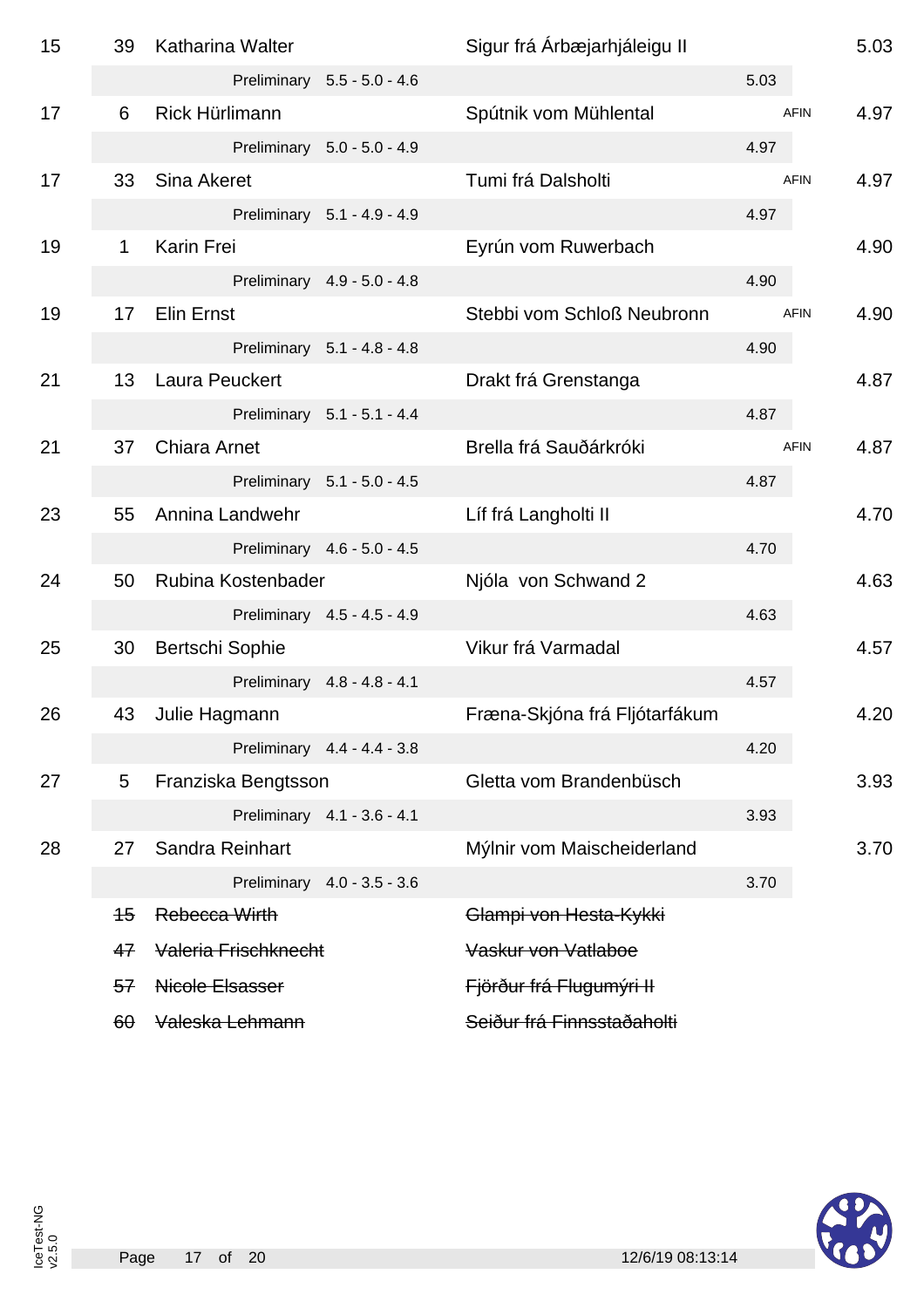| Rank | No. | Rider | Horse | | Score |
|---|---|---|---|---|---|
| 15 | 39 | Katharina Walter | Sigur frá Árbæjarhjáleigu II | | 5.03 |
| | | Preliminary 5.5 - 5.0 - 4.6 | | 5.03 | |
| 17 | 6 | Rick Hürlimann | Spútnik vom Mühlental | AFIN | 4.97 |
| | | Preliminary 5.0 - 5.0 - 4.9 | | 4.97 | |
| 17 | 33 | Sina Akeret | Tumi frá Dalsholti | AFIN | 4.97 |
| | | Preliminary 5.1 - 4.9 - 4.9 | | 4.97 | |
| 19 | 1 | Karin Frei | Eyrún vom Ruwerbach | | 4.90 |
| | | Preliminary 4.9 - 5.0 - 4.8 | | 4.90 | |
| 19 | 17 | Elin Ernst | Stebbi vom Schloß Neubronn | AFIN | 4.90 |
| | | Preliminary 5.1 - 4.8 - 4.8 | | 4.90 | |
| 21 | 13 | Laura Peuckert | Drakt frá Grenstanga | | 4.87 |
| | | Preliminary 5.1 - 5.1 - 4.4 | | 4.87 | |
| 21 | 37 | Chiara Arnet | Brella frá Sauðárkróki | AFIN | 4.87 |
| | | Preliminary 5.1 - 5.0 - 4.5 | | 4.87 | |
| 23 | 55 | Annina Landwehr | Líf frá Langholti II | | 4.70 |
| | | Preliminary 4.6 - 5.0 - 4.5 | | 4.70 | |
| 24 | 50 | Rubina Kostenbader | Njóla von Schwand 2 | | 4.63 |
| | | Preliminary 4.5 - 4.5 - 4.9 | | 4.63 | |
| 25 | 30 | Bertschi Sophie | Vikur frá Varmadal | | 4.57 |
| | | Preliminary 4.8 - 4.8 - 4.1 | | 4.57 | |
| 26 | 43 | Julie Hagmann | Fræna-Skjóna frá Fljótarfákum | | 4.20 |
| | | Preliminary 4.4 - 4.4 - 3.8 | | 4.20 | |
| 27 | 5 | Franziska Bengtsson | Gletta vom Brandenbüsch | | 3.93 |
| | | Preliminary 4.1 - 3.6 - 4.1 | | 3.93 | |
| 28 | 27 | Sandra Reinhart | Mýlnir vom Maischeiderland | | 3.70 |
| | | Preliminary 4.0 - 3.5 - 3.6 | | 3.70 | |
| | ~~15~~ | ~~Rebecca Wirth~~ | ~~Glampi von Hesta-Kykki~~ | | |
| | ~~47~~ | ~~Valeria Frischknecht~~ | ~~Vaskur von Vatlaboe~~ | | |
| | ~~57~~ | ~~Nicole Elsasser~~ | ~~Fjörður frá Flugumýri II~~ | | |
| | ~~60~~ | ~~Valeska Lehmann~~ | ~~Seiður frá Finnsstaðaholti~~ | | |

IceTest-NG v2.5.0

12/6/19 08:13:14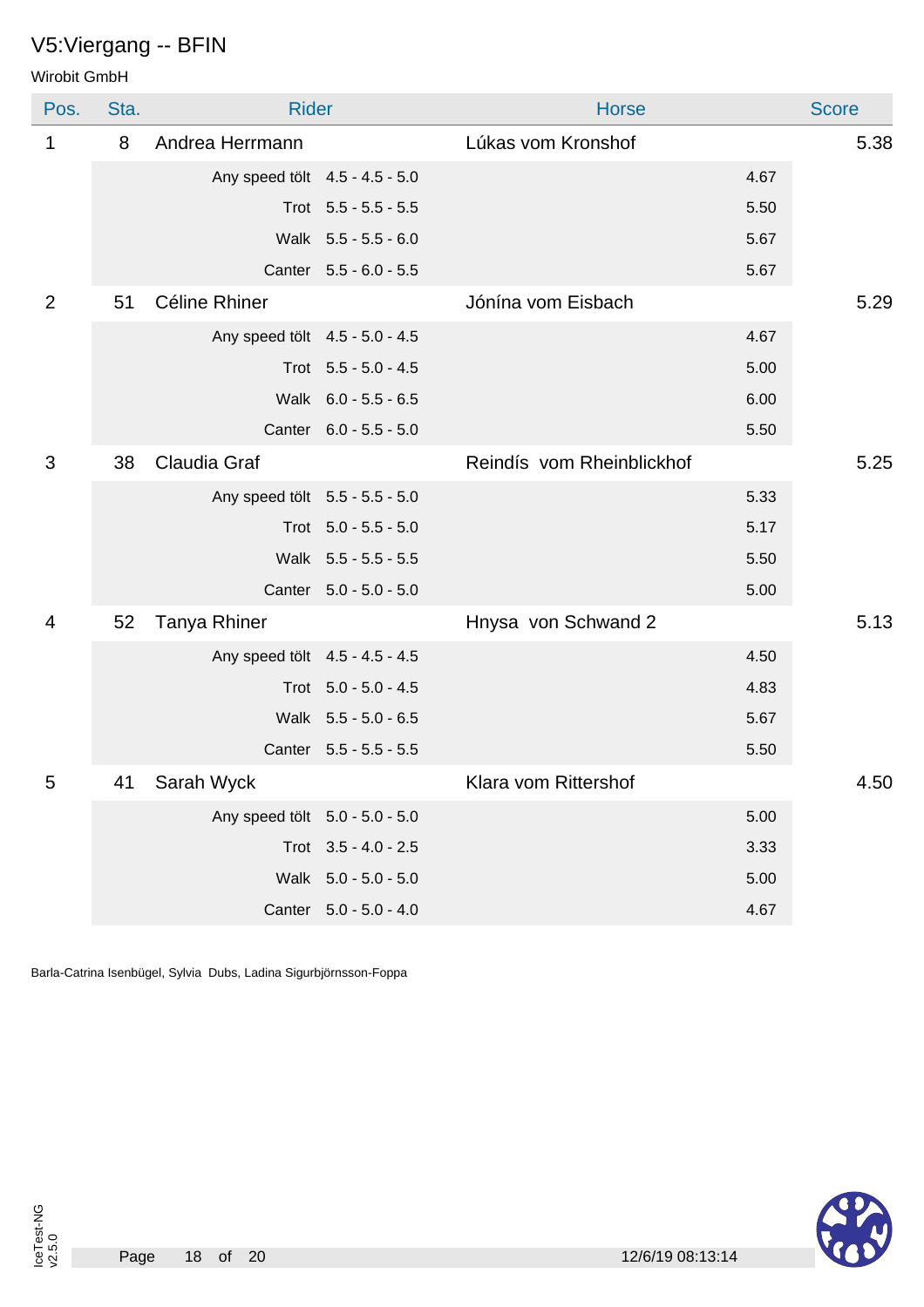# V5:Viergang -- BFIN

Wirobit GmbH

| Pos. | Sta. | Rider | | Horse | | Score |
|---|---|---|---|---|---|---|
| 1 | 8 | Andrea Herrmann | | Lúkas vom Kronshof | | 5.38 |
| | | Any speed tölt | 4.5 - 4.5 - 5.0 | | 4.67 | |
| | | Trot | 5.5 - 5.5 - 5.5 | | 5.50 | |
| | | Walk | 5.5 - 5.5 - 6.0 | | 5.67 | |
| | | Canter | 5.5 - 6.0 - 5.5 | | 5.67 | |
| 2 | 51 | Céline Rhiner | | Jónína vom Eisbach | | 5.29 |
| | | Any speed tölt | 4.5 - 5.0 - 4.5 | | 4.67 | |
| | | Trot | 5.5 - 5.0 - 4.5 | | 5.00 | |
| | | Walk | 6.0 - 5.5 - 6.5 | | 6.00 | |
| | | Canter | 6.0 - 5.5 - 5.0 | | 5.50 | |
| 3 | 38 | Claudia Graf | | Reindís vom Rheinblickhof | | 5.25 |
| | | Any speed tölt | 5.5 - 5.5 - 5.0 | | 5.33 | |
| | | Trot | 5.0 - 5.5 - 5.0 | | 5.17 | |
| | | Walk | 5.5 - 5.5 - 5.5 | | 5.50 | |
| | | Canter | 5.0 - 5.0 - 5.0 | | 5.00 | |
| 4 | 52 | Tanya Rhiner | | Hnysa von Schwand 2 | | 5.13 |
| | | Any speed tölt | 4.5 - 4.5 - 4.5 | | 4.50 | |
| | | Trot | 5.0 - 5.0 - 4.5 | | 4.83 | |
| | | Walk | 5.5 - 5.0 - 6.5 | | 5.67 | |
| | | Canter | 5.5 - 5.5 - 5.5 | | 5.50 | |
| 5 | 41 | Sarah Wyck | | Klara vom Rittershof | | 4.50 |
| | | Any speed tölt | 5.0 - 5.0 - 5.0 | | 5.00 | |
| | | Trot | 3.5 - 4.0 - 2.5 | | 3.33 | |
| | | Walk | 5.0 - 5.0 - 5.0 | | 5.00 | |
| | | Canter | 5.0 - 5.0 - 4.0 | | 4.67 | |

Barla-Catrina Isenbügel, Sylvia Dubs, Ladina Sigurbjörnsson-Foppa

IceTest-NG v2.5.0

12/6/19 08:13:14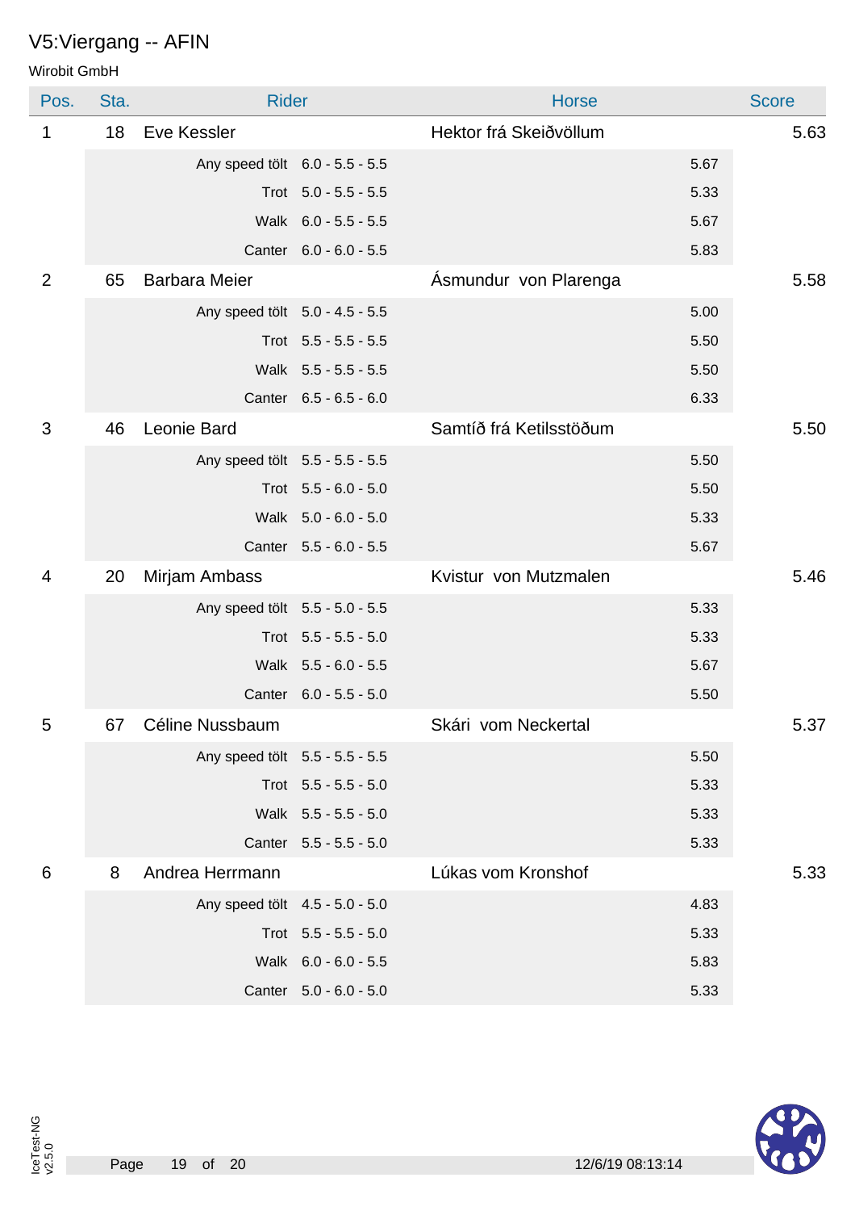# V5:Viergang -- AFIN

Wirobit GmbH

| Pos. | Sta. | Rider | | Horse | | Score |
|---|---|---|---|---|---|---|
| 1 | 18 | Eve Kessler | | Hektor frá Skeiðvöllum | | 5.63 |
| | | Any speed tölt | 6.0 - 5.5 - 5.5 | | 5.67 | |
| | | Trot | 5.0 - 5.5 - 5.5 | | 5.33 | |
| | | Walk | 6.0 - 5.5 - 5.5 | | 5.67 | |
| | | Canter | 6.0 - 6.0 - 5.5 | | 5.83 | |
| 2 | 65 | Barbara Meier | | Ásmundur von Plarenga | | 5.58 |
| | | Any speed tölt | 5.0 - 4.5 - 5.5 | | 5.00 | |
| | | Trot | 5.5 - 5.5 - 5.5 | | 5.50 | |
| | | Walk | 5.5 - 5.5 - 5.5 | | 5.50 | |
| | | Canter | 6.5 - 6.5 - 6.0 | | 6.33 | |
| 3 | 46 | Leonie Bard | | Samtíð frá Ketilsstöðum | | 5.50 |
| | | Any speed tölt | 5.5 - 5.5 - 5.5 | | 5.50 | |
| | | Trot | 5.5 - 6.0 - 5.0 | | 5.50 | |
| | | Walk | 5.0 - 6.0 - 5.0 | | 5.33 | |
| | | Canter | 5.5 - 6.0 - 5.5 | | 5.67 | |
| 4 | 20 | Mirjam Ambass | | Kvistur von Mutzmalen | | 5.46 |
| | | Any speed tölt | 5.5 - 5.0 - 5.5 | | 5.33 | |
| | | Trot | 5.5 - 5.5 - 5.0 | | 5.33 | |
| | | Walk | 5.5 - 6.0 - 5.5 | | 5.67 | |
| | | Canter | 6.0 - 5.5 - 5.0 | | 5.50 | |
| 5 | 67 | Céline Nussbaum | | Skári vom Neckertal | | 5.37 |
| | | Any speed tölt | 5.5 - 5.5 - 5.5 | | 5.50 | |
| | | Trot | 5.5 - 5.5 - 5.0 | | 5.33 | |
| | | Walk | 5.5 - 5.5 - 5.0 | | 5.33 | |
| | | Canter | 5.5 - 5.5 - 5.0 | | 5.33 | |
| 6 | 8 | Andrea Herrmann | | Lúkas vom Kronshof | | 5.33 |
| | | Any speed tölt | 4.5 - 5.0 - 5.0 | | 4.83 | |
| | | Trot | 5.5 - 5.5 - 5.0 | | 5.33 | |
| | | Walk | 6.0 - 6.0 - 5.5 | | 5.83 | |
| | | Canter | 5.0 - 6.0 - 5.0 | | 5.33 | |

12/6/19 08:13:14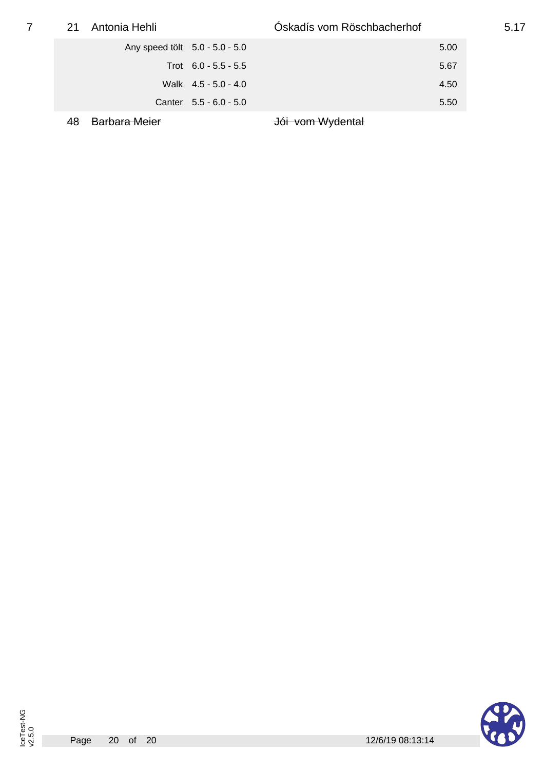| | | | | |
|---|---|---|---|---|
| 7 | 21 | Antonia Hehli | Óskadís vom Röschbacherhof | 5.17 |
| | | Any speed tölt 5.0 - 5.0 - 5.0 | 5.00 | |
| | | Trot 6.0 - 5.5 - 5.5 | 5.67 | |
| | | Walk 4.5 - 5.0 - 4.0 | 4.50 | |
| | | Canter 5.5 - 6.0 - 5.0 | 5.50 | |
| | ~~48~~ | ~~Barbara Meier~~ | ~~Jói vom Wydental~~ | |